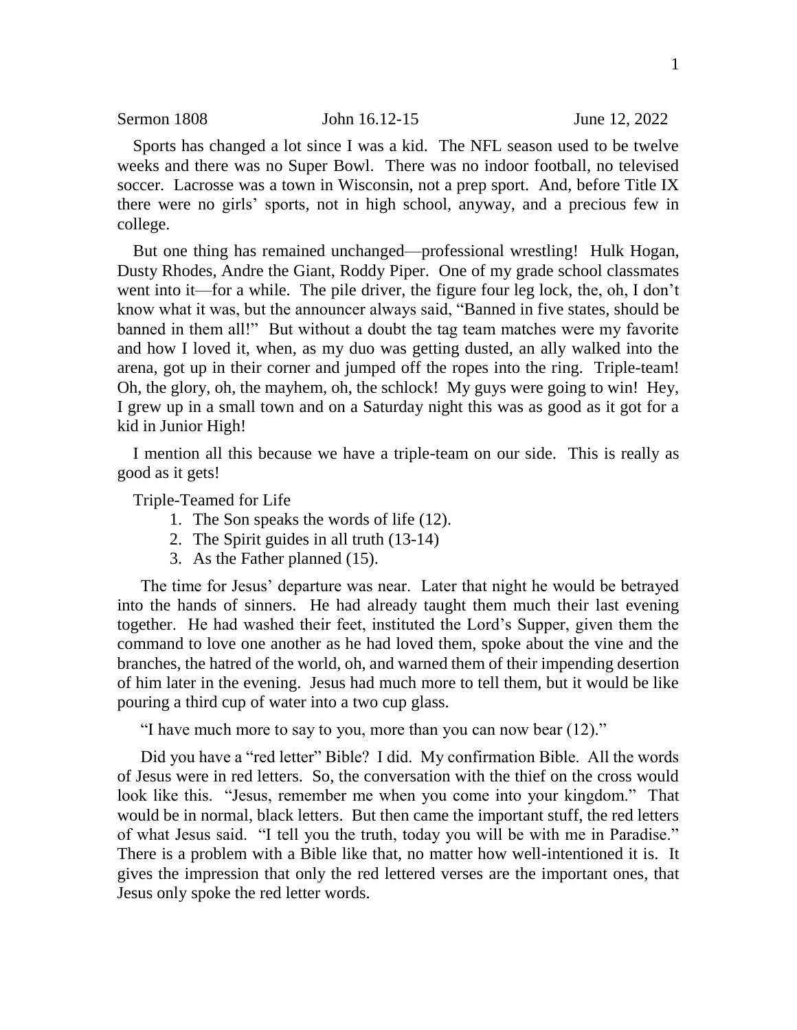Sermon 1808 John 16.12-15 June 12, 2022

Sports has changed a lot since I was a kid. The NFL season used to be twelve weeks and there was no Super Bowl. There was no indoor football, no televised soccer. Lacrosse was a town in Wisconsin, not a prep sport. And, before Title IX there were no girls' sports, not in high school, anyway, and a precious few in college.

But one thing has remained unchanged—professional wrestling! Hulk Hogan, Dusty Rhodes, Andre the Giant, Roddy Piper. One of my grade school classmates went into it—for a while. The pile driver, the figure four leg lock, the, oh, I don't know what it was, but the announcer always said, "Banned in five states, should be banned in them all!" But without a doubt the tag team matches were my favorite and how I loved it, when, as my duo was getting dusted, an ally walked into the arena, got up in their corner and jumped off the ropes into the ring. Triple-team! Oh, the glory, oh, the mayhem, oh, the schlock! My guys were going to win! Hey, I grew up in a small town and on a Saturday night this was as good as it got for a kid in Junior High!

I mention all this because we have a triple-team on our side. This is really as good as it gets!

Triple-Teamed for Life

1. The Son speaks the words of life (12).
2. The Spirit guides in all truth (13-14)
3. As the Father planned (15).

The time for Jesus' departure was near. Later that night he would be betrayed into the hands of sinners. He had already taught them much their last evening together. He had washed their feet, instituted the Lord's Supper, given them the command to love one another as he had loved them, spoke about the vine and the branches, the hatred of the world, oh, and warned them of their impending desertion of him later in the evening. Jesus had much more to tell them, but it would be like pouring a third cup of water into a two cup glass.

"I have much more to say to you, more than you can now bear (12)."

Did you have a "red letter" Bible? I did. My confirmation Bible. All the words of Jesus were in red letters. So, the conversation with the thief on the cross would look like this. "Jesus, remember me when you come into your kingdom." That would be in normal, black letters. But then came the important stuff, the red letters of what Jesus said. "I tell you the truth, today you will be with me in Paradise." There is a problem with a Bible like that, no matter how well-intentioned it is. It gives the impression that only the red lettered verses are the important ones, that Jesus only spoke the red letter words.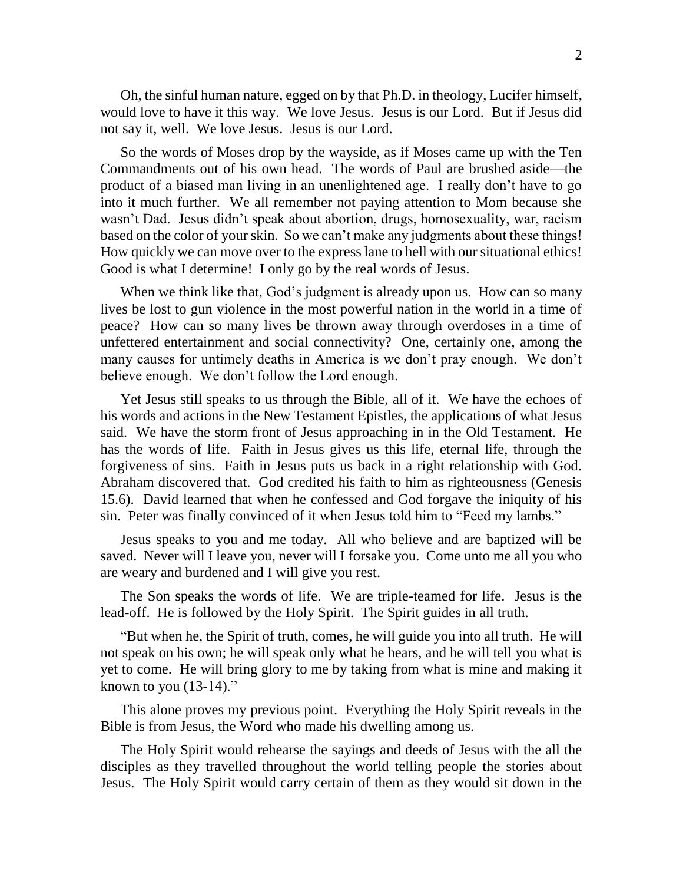Oh, the sinful human nature, egged on by that Ph.D. in theology, Lucifer himself, would love to have it this way. We love Jesus. Jesus is our Lord. But if Jesus did not say it, well. We love Jesus. Jesus is our Lord.

So the words of Moses drop by the wayside, as if Moses came up with the Ten Commandments out of his own head. The words of Paul are brushed aside—the product of a biased man living in an unenlightened age. I really don't have to go into it much further. We all remember not paying attention to Mom because she wasn't Dad. Jesus didn't speak about abortion, drugs, homosexuality, war, racism based on the color of your skin. So we can't make any judgments about these things! How quickly we can move over to the express lane to hell with our situational ethics! Good is what I determine! I only go by the real words of Jesus.

When we think like that, God's judgment is already upon us. How can so many lives be lost to gun violence in the most powerful nation in the world in a time of peace? How can so many lives be thrown away through overdoses in a time of unfettered entertainment and social connectivity? One, certainly one, among the many causes for untimely deaths in America is we don't pray enough. We don't believe enough. We don't follow the Lord enough.

Yet Jesus still speaks to us through the Bible, all of it. We have the echoes of his words and actions in the New Testament Epistles, the applications of what Jesus said. We have the storm front of Jesus approaching in in the Old Testament. He has the words of life. Faith in Jesus gives us this life, eternal life, through the forgiveness of sins. Faith in Jesus puts us back in a right relationship with God. Abraham discovered that. God credited his faith to him as righteousness (Genesis 15.6). David learned that when he confessed and God forgave the iniquity of his sin. Peter was finally convinced of it when Jesus told him to "Feed my lambs."

Jesus speaks to you and me today. All who believe and are baptized will be saved. Never will I leave you, never will I forsake you. Come unto me all you who are weary and burdened and I will give you rest.

The Son speaks the words of life. We are triple-teamed for life. Jesus is the lead-off. He is followed by the Holy Spirit. The Spirit guides in all truth.

"But when he, the Spirit of truth, comes, he will guide you into all truth. He will not speak on his own; he will speak only what he hears, and he will tell you what is yet to come. He will bring glory to me by taking from what is mine and making it known to you (13-14)."

This alone proves my previous point. Everything the Holy Spirit reveals in the Bible is from Jesus, the Word who made his dwelling among us.

The Holy Spirit would rehearse the sayings and deeds of Jesus with the all the disciples as they travelled throughout the world telling people the stories about Jesus. The Holy Spirit would carry certain of them as they would sit down in the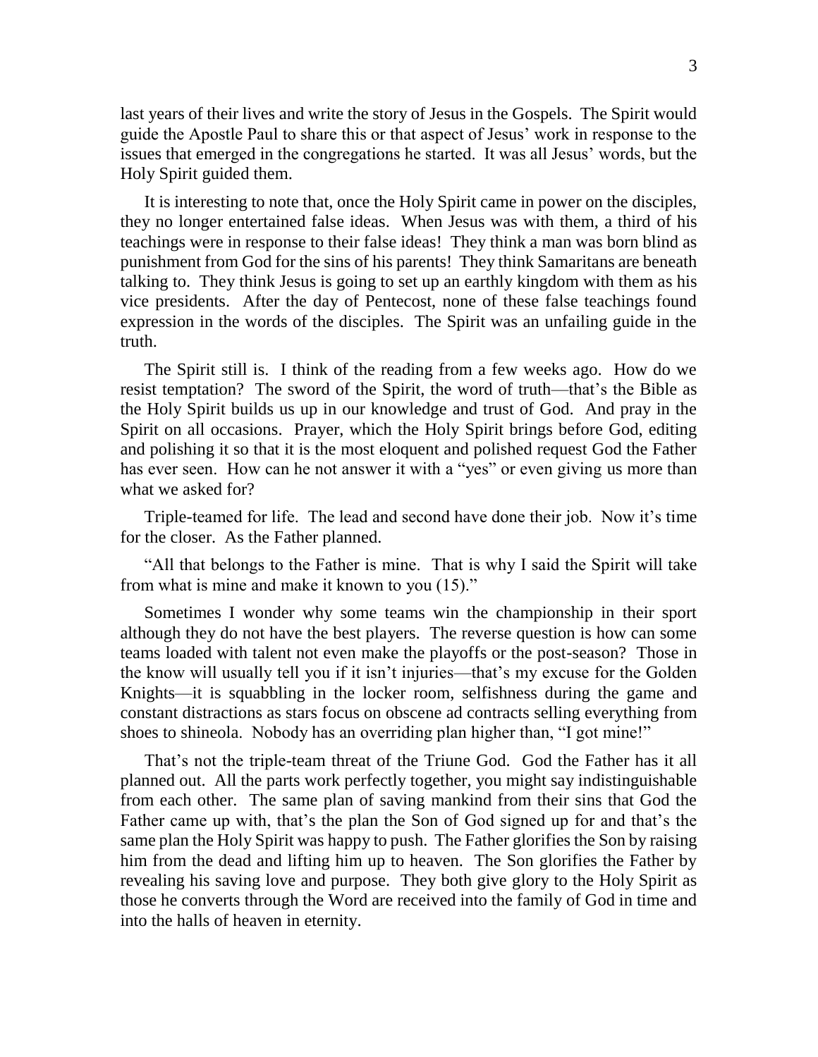last years of their lives and write the story of Jesus in the Gospels. The Spirit would guide the Apostle Paul to share this or that aspect of Jesus' work in response to the issues that emerged in the congregations he started. It was all Jesus' words, but the Holy Spirit guided them.

It is interesting to note that, once the Holy Spirit came in power on the disciples, they no longer entertained false ideas. When Jesus was with them, a third of his teachings were in response to their false ideas! They think a man was born blind as punishment from God for the sins of his parents! They think Samaritans are beneath talking to. They think Jesus is going to set up an earthly kingdom with them as his vice presidents. After the day of Pentecost, none of these false teachings found expression in the words of the disciples. The Spirit was an unfailing guide in the truth.

The Spirit still is. I think of the reading from a few weeks ago. How do we resist temptation? The sword of the Spirit, the word of truth—that's the Bible as the Holy Spirit builds us up in our knowledge and trust of God. And pray in the Spirit on all occasions. Prayer, which the Holy Spirit brings before God, editing and polishing it so that it is the most eloquent and polished request God the Father has ever seen. How can he not answer it with a "yes" or even giving us more than what we asked for?

Triple-teamed for life. The lead and second have done their job. Now it's time for the closer. As the Father planned.

"All that belongs to the Father is mine. That is why I said the Spirit will take from what is mine and make it known to you (15)."

Sometimes I wonder why some teams win the championship in their sport although they do not have the best players. The reverse question is how can some teams loaded with talent not even make the playoffs or the post-season? Those in the know will usually tell you if it isn't injuries—that's my excuse for the Golden Knights—it is squabbling in the locker room, selfishness during the game and constant distractions as stars focus on obscene ad contracts selling everything from shoes to shineola. Nobody has an overriding plan higher than, "I got mine!"

That's not the triple-team threat of the Triune God. God the Father has it all planned out. All the parts work perfectly together, you might say indistinguishable from each other. The same plan of saving mankind from their sins that God the Father came up with, that's the plan the Son of God signed up for and that's the same plan the Holy Spirit was happy to push. The Father glorifies the Son by raising him from the dead and lifting him up to heaven. The Son glorifies the Father by revealing his saving love and purpose. They both give glory to the Holy Spirit as those he converts through the Word are received into the family of God in time and into the halls of heaven in eternity.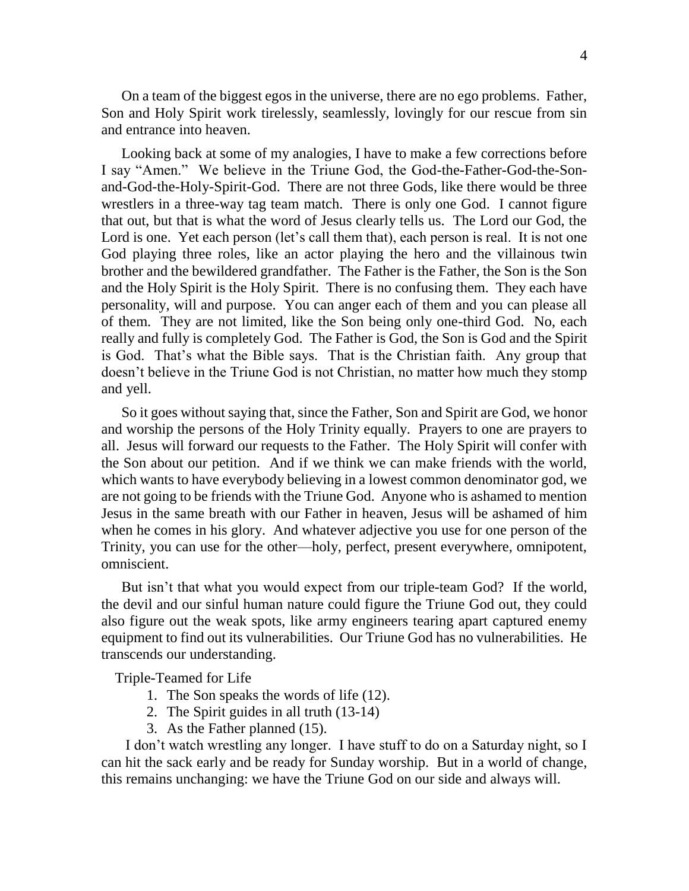On a team of the biggest egos in the universe, there are no ego problems. Father, Son and Holy Spirit work tirelessly, seamlessly, lovingly for our rescue from sin and entrance into heaven.

Looking back at some of my analogies, I have to make a few corrections before I say "Amen." We believe in the Triune God, the God-the-Father-God-the-Son-and-God-the-Holy-Spirit-God. There are not three Gods, like there would be three wrestlers in a three-way tag team match. There is only one God. I cannot figure that out, but that is what the word of Jesus clearly tells us. The Lord our God, the Lord is one. Yet each person (let's call them that), each person is real. It is not one God playing three roles, like an actor playing the hero and the villainous twin brother and the bewildered grandfather. The Father is the Father, the Son is the Son and the Holy Spirit is the Holy Spirit. There is no confusing them. They each have personality, will and purpose. You can anger each of them and you can please all of them. They are not limited, like the Son being only one-third God. No, each really and fully is completely God. The Father is God, the Son is God and the Spirit is God. That's what the Bible says. That is the Christian faith. Any group that doesn't believe in the Triune God is not Christian, no matter how much they stomp and yell.

So it goes without saying that, since the Father, Son and Spirit are God, we honor and worship the persons of the Holy Trinity equally. Prayers to one are prayers to all. Jesus will forward our requests to the Father. The Holy Spirit will confer with the Son about our petition. And if we think we can make friends with the world, which wants to have everybody believing in a lowest common denominator god, we are not going to be friends with the Triune God. Anyone who is ashamed to mention Jesus in the same breath with our Father in heaven, Jesus will be ashamed of him when he comes in his glory. And whatever adjective you use for one person of the Trinity, you can use for the other—holy, perfect, present everywhere, omnipotent, omniscient.

But isn't that what you would expect from our triple-team God? If the world, the devil and our sinful human nature could figure the Triune God out, they could also figure out the weak spots, like army engineers tearing apart captured enemy equipment to find out its vulnerabilities. Our Triune God has no vulnerabilities. He transcends our understanding.

Triple-Teamed for Life

1. The Son speaks the words of life (12).
2. The Spirit guides in all truth (13-14)
3. As the Father planned (15).

I don't watch wrestling any longer. I have stuff to do on a Saturday night, so I can hit the sack early and be ready for Sunday worship. But in a world of change, this remains unchanging: we have the Triune God on our side and always will.